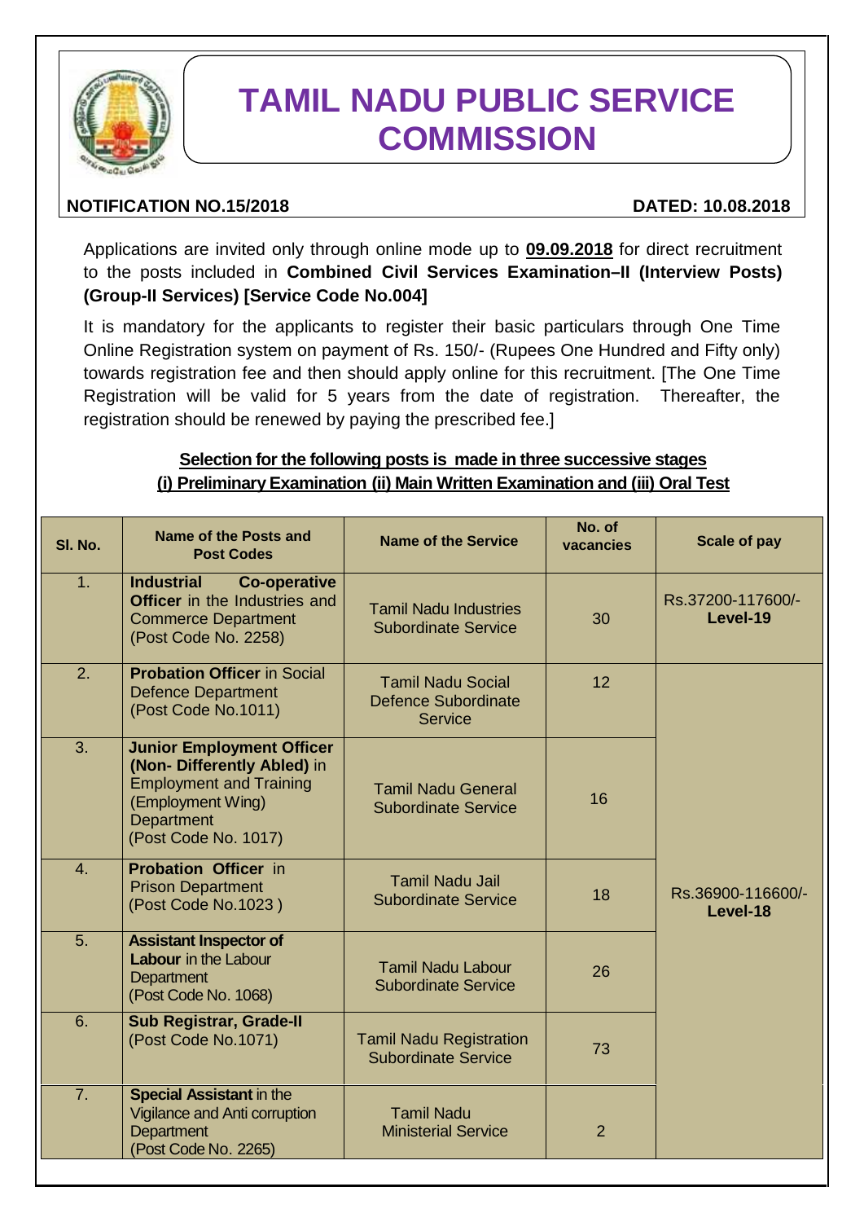# TAMIL NADU PUBLIC SERVICE COMMISSION

**NOTIFICATION NO.15/2018** **DATED: 10.08.2018**

Applications are invited only through online mode up to **09.09.2018** for direct recruitment to the posts included in **Combined Civil Services Examination–II (Interview Posts) (Group-II Services) [Service Code No.004]**

It is mandatory for the applicants to register their basic particulars through One Time Online Registration system on payment of Rs. 150/- (Rupees One Hundred and Fifty only) towards registration fee and then should apply online for this recruitment. [The One Time Registration will be valid for 5 years from the date of registration. Thereafter, the registration should be renewed by paying the prescribed fee.]

**Selection for the following posts is made in three successive stages**
**(i) Preliminary Examination (ii) Main Written Examination and (iii) Oral Test**

| Sl. No. | Name of the Posts and Post Codes | Name of the Service | No. of vacancies | Scale of pay |
|---|---|---|---|---|
| 1. | **Industrial Co-operative Officer** in the Industries and Commerce Department (Post Code No. 2258) | Tamil Nadu Industries Subordinate Service | 30 | Rs.37200-117600/- **Level-19** |
| 2. | **Probation Officer** in Social Defence Department (Post Code No.1011) | Tamil Nadu Social Defence Subordinate Service | 12 | Rs.36900-116600/- **Level-18** |
| 3. | **Junior Employment Officer (Non- Differently Abled)** in Employment and Training (Employment Wing) Department (Post Code No. 1017) | Tamil Nadu General Subordinate Service | 16 | |
| 4. | **Probation Officer** in Prison Department (Post Code No.1023 ) | Tamil Nadu Jail Subordinate Service | 18 | |
| 5. | **Assistant Inspector of Labour** in the Labour Department (Post Code No. 1068) | Tamil Nadu Labour Subordinate Service | 26 | |
| 6. | **Sub Registrar, Grade-II** (Post Code No.1071) | Tamil Nadu Registration Subordinate Service | 73 | |
| 7. | **Special Assistant** in the Vigilance and Anti corruption Department (Post Code No. 2265) | Tamil Nadu Ministerial Service | 2 | |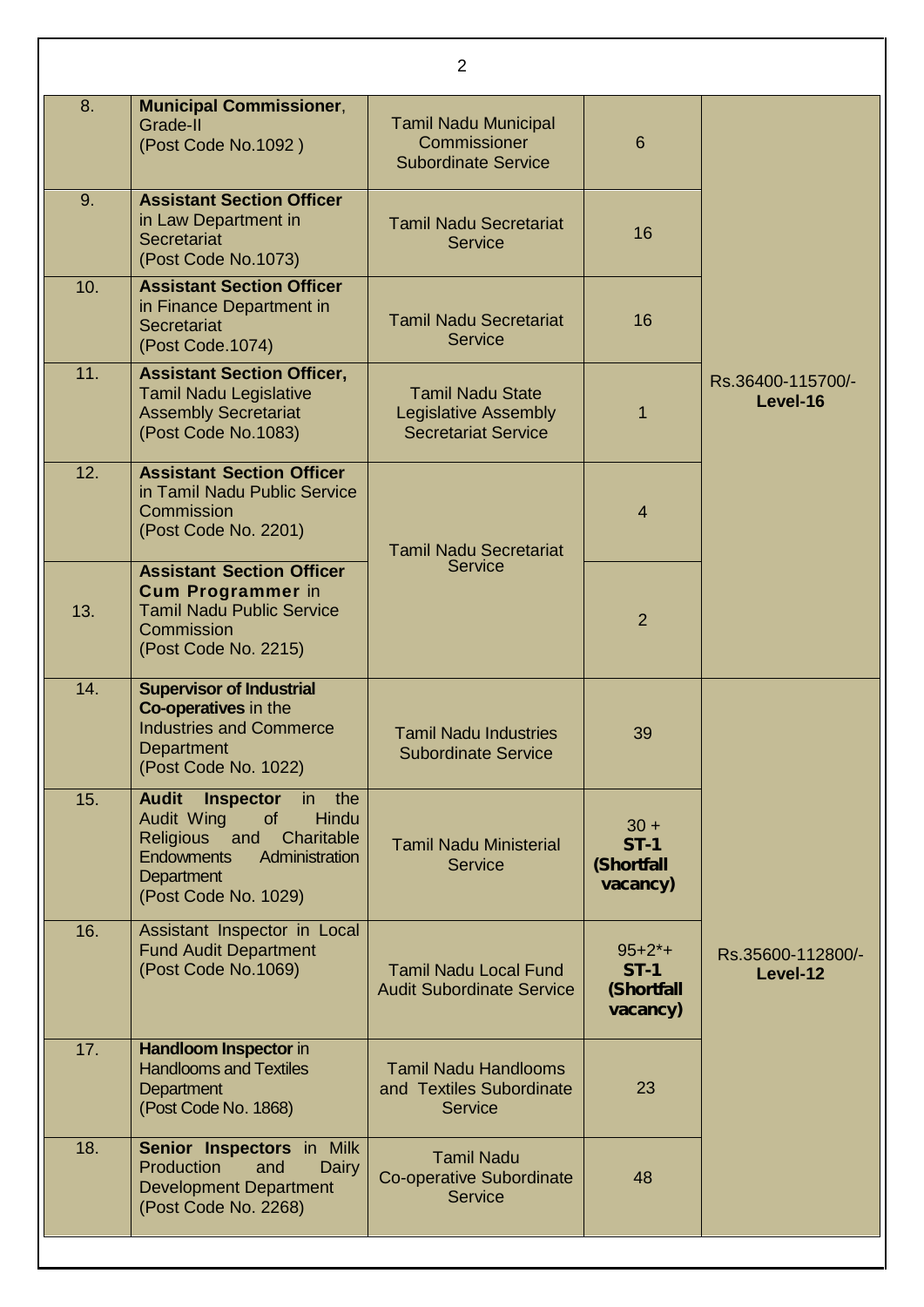| 8. | **Municipal Commissioner**, Grade-II (Post Code No.1092 ) | Tamil Nadu Municipal Commissioner Subordinate Service | 6 | Rs.36400-115700/- **Level-16** |
|---|---|---|---|---|
| 9. | **Assistant Section Officer** in Law Department in Secretariat (Post Code No.1073) | Tamil Nadu Secretariat Service | 16 | |
| 10. | **Assistant Section Officer** in Finance Department in Secretariat (Post Code.1074) | Tamil Nadu Secretariat Service | 16 | |
| 11. | **Assistant Section Officer,** Tamil Nadu Legislative Assembly Secretariat (Post Code No.1083) | Tamil Nadu State Legislative Assembly Secretariat Service | 1 | |
| 12. | **Assistant Section Officer** in Tamil Nadu Public Service Commission (Post Code No. 2201) | Tamil Nadu Secretariat Service | 4 | |
| 13. | **Assistant Section Officer Cum Programmer** in Tamil Nadu Public Service Commission (Post Code No. 2215) | | 2 | |
| 14. | **Supervisor of Industrial Co-operatives** in the Industries and Commerce Department (Post Code No. 1022) | Tamil Nadu Industries Subordinate Service | 39 | Rs.35600-112800/- **Level-12** |
| 15. | **Audit Inspector** in the Audit Wing of Hindu Religious and Charitable Endowments Administration Department (Post Code No. 1029) | Tamil Nadu Ministerial Service | 30 + **ST-1 (Shortfall vacancy)** | |
| 16. | Assistant Inspector in Local Fund Audit Department (Post Code No.1069) | Tamil Nadu Local Fund Audit Subordinate Service | 95+2*+ **ST-1 (Shortfall vacancy)** | |
| 17. | **Handloom Inspector** in Handlooms and Textiles Department (Post Code No. 1868) | Tamil Nadu Handlooms and Textiles Subordinate Service | 23 | |
| 18. | **Senior Inspectors** in Milk Production and Dairy Development Department (Post Code No. 2268) | Tamil Nadu Co-operative Subordinate Service | 48 | |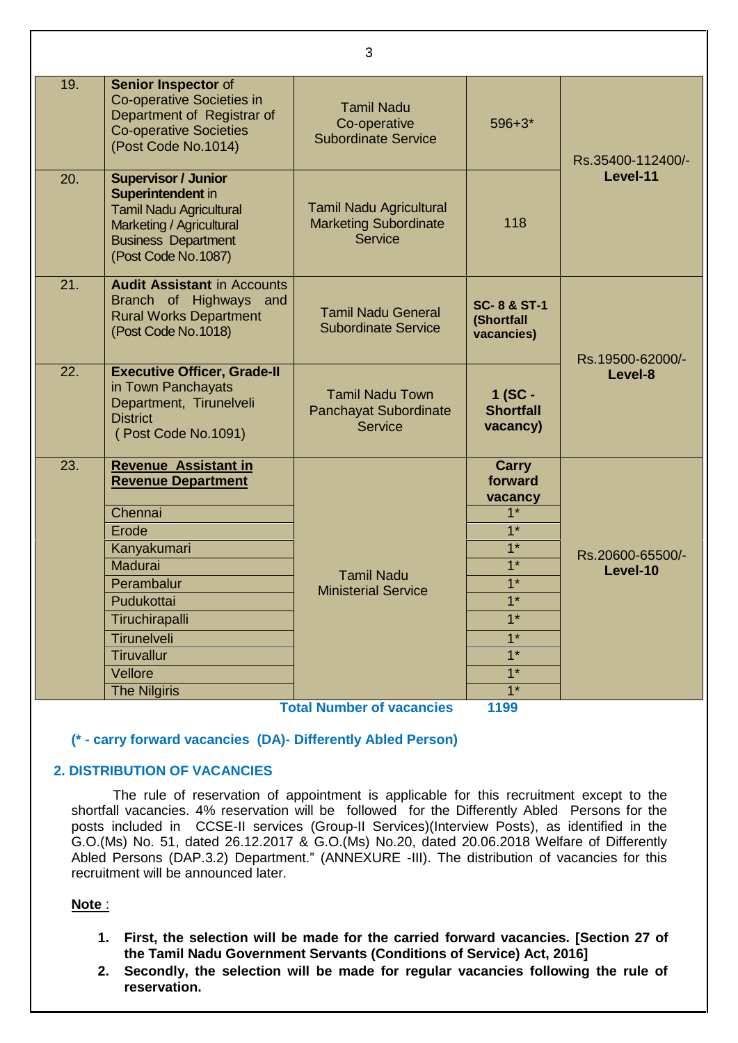| | | | | |
|---|---|---|---|---|
| 19. | **Senior Inspector** of Co-operative Societies in Department of Registrar of Co-operative Societies (Post Code No.1014) | Tamil Nadu Co-operative Subordinate Service | 596+3* | Rs.35400-112400/- **Level-11** |
| 20. | **Supervisor / Junior Superintendent** in Tamil Nadu Agricultural Marketing / Agricultural Business Department (Post Code No.1087) | Tamil Nadu Agricultural Marketing Subordinate Service | 118 | |
| 21. | **Audit Assistant** in Accounts Branch of Highways and Rural Works Department (Post Code No.1018) | Tamil Nadu General Subordinate Service | **SC- 8 & ST-1 (Shortfall vacancies)** | Rs.19500-62000/- **Level-8** |
| 22. | **Executive Officer, Grade-II** in Town Panchayats Department, Tirunelveli District ( Post Code No.1091) | Tamil Nadu Town Panchayat Subordinate Service | **1 (SC - Shortfall vacancy)** | |
| 23. | **Revenue Assistant in Revenue Department** | Tamil Nadu Ministerial Service | **Carry forward vacancy** | Rs.20600-65500/- **Level-10** |
| | Chennai | | 1* | |
| | Erode | | 1* | |
| | Kanyakumari | | 1* | |
| | Madurai | | 1* | |
| | Perambalur | | 1* | |
| | Pudukottai | | 1* | |
| | Tiruchirapalli | | 1* | |
| | Tirunelveli | | 1* | |
| | Tiruvallur | | 1* | |
| | Vellore | | 1* | |
| | The Nilgiris | | 1* | |
| | | **Total Number of vacancies** | **1199** | |

**(* - carry forward vacancies (DA)- Differently Abled Person)**

## 2. DISTRIBUTION OF VACANCIES

The rule of reservation of appointment is applicable for this recruitment except to the shortfall vacancies. 4% reservation will be followed for the Differently Abled Persons for the posts included in CCSE-II services (Group-II Services)(Interview Posts), as identified in the G.O.(Ms) No. 51, dated 26.12.2017 & G.O.(Ms) No.20, dated 20.06.2018 Welfare of Differently Abled Persons (DAP.3.2) Department." (ANNEXURE -III). The distribution of vacancies for this recruitment will be announced later.

**Note** :

1. **First, the selection will be made for the carried forward vacancies. [Section 27 of the Tamil Nadu Government Servants (Conditions of Service) Act, 2016]**
2. **Secondly, the selection will be made for regular vacancies following the rule of reservation.**